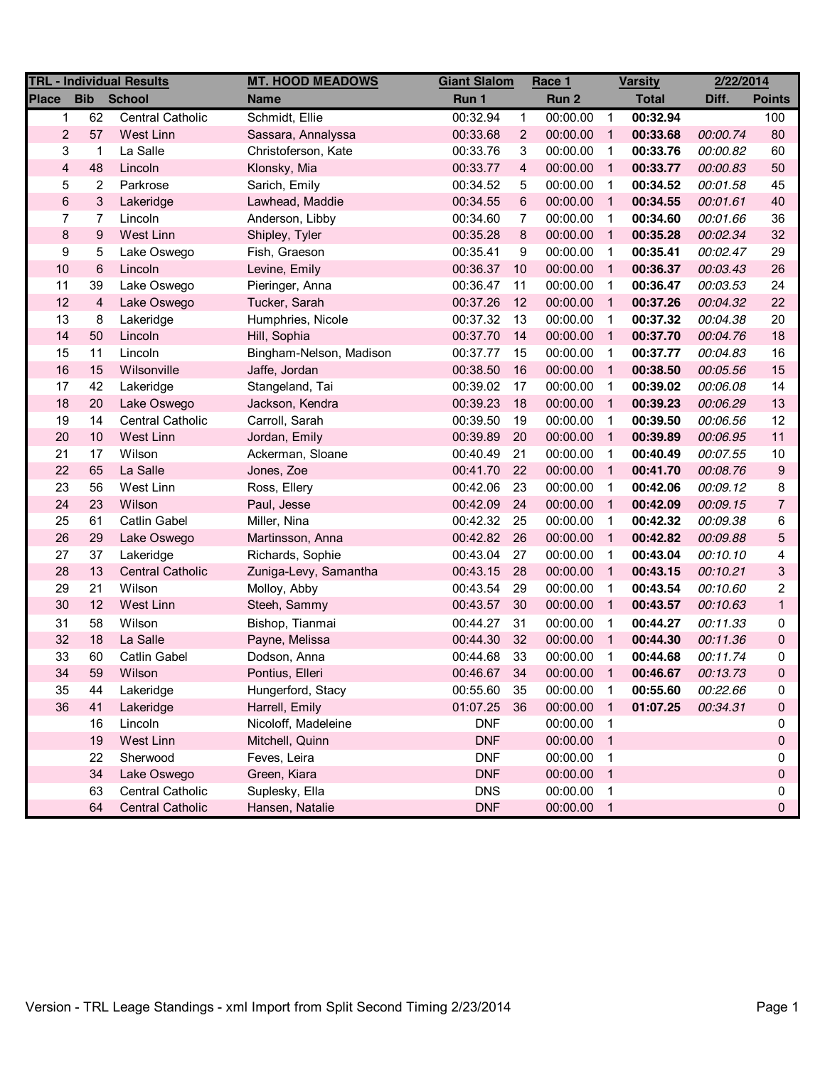| TRL - Individual Results | | | MT. HOOD MEADOWS | Giant Slalom | | Race 1 | | Varsity | 2/22/2014 | |
|---|---|---|---|---|---|---|---|---|---|---|
| Place | Bib | School | Name | Run 1 | | Run 2 | | Total | Diff. | Points |
| 1 | 62 | Central Catholic | Schmidt, Ellie | 00:32.94 | 1 | 00:00.00 | 1 | **00:32.94** | | 100 |
| 2 | 57 | West Linn | Sassara, Annalyssa | 00:33.68 | 2 | 00:00.00 | 1 | **00:33.68** | *00:00.74* | 80 |
| 3 | 1 | La Salle | Christoferson, Kate | 00:33.76 | 3 | 00:00.00 | 1 | **00:33.76** | *00:00.82* | 60 |
| 4 | 48 | Lincoln | Klonsky, Mia | 00:33.77 | 4 | 00:00.00 | 1 | **00:33.77** | *00:00.83* | 50 |
| 5 | 2 | Parkrose | Sarich, Emily | 00:34.52 | 5 | 00:00.00 | 1 | **00:34.52** | *00:01.58* | 45 |
| 6 | 3 | Lakeridge | Lawhead, Maddie | 00:34.55 | 6 | 00:00.00 | 1 | **00:34.55** | *00:01.61* | 40 |
| 7 | 7 | Lincoln | Anderson, Libby | 00:34.60 | 7 | 00:00.00 | 1 | **00:34.60** | *00:01.66* | 36 |
| 8 | 9 | West Linn | Shipley, Tyler | 00:35.28 | 8 | 00:00.00 | 1 | **00:35.28** | *00:02.34* | 32 |
| 9 | 5 | Lake Oswego | Fish, Graeson | 00:35.41 | 9 | 00:00.00 | 1 | **00:35.41** | *00:02.47* | 29 |
| 10 | 6 | Lincoln | Levine, Emily | 00:36.37 | 10 | 00:00.00 | 1 | **00:36.37** | *00:03.43* | 26 |
| 11 | 39 | Lake Oswego | Pieringer, Anna | 00:36.47 | 11 | 00:00.00 | 1 | **00:36.47** | *00:03.53* | 24 |
| 12 | 4 | Lake Oswego | Tucker, Sarah | 00:37.26 | 12 | 00:00.00 | 1 | **00:37.26** | *00:04.32* | 22 |
| 13 | 8 | Lakeridge | Humphries, Nicole | 00:37.32 | 13 | 00:00.00 | 1 | **00:37.32** | *00:04.38* | 20 |
| 14 | 50 | Lincoln | Hill, Sophia | 00:37.70 | 14 | 00:00.00 | 1 | **00:37.70** | *00:04.76* | 18 |
| 15 | 11 | Lincoln | Bingham-Nelson, Madison | 00:37.77 | 15 | 00:00.00 | 1 | **00:37.77** | *00:04.83* | 16 |
| 16 | 15 | Wilsonville | Jaffe, Jordan | 00:38.50 | 16 | 00:00.00 | 1 | **00:38.50** | *00:05.56* | 15 |
| 17 | 42 | Lakeridge | Stangeland, Tai | 00:39.02 | 17 | 00:00.00 | 1 | **00:39.02** | *00:06.08* | 14 |
| 18 | 20 | Lake Oswego | Jackson, Kendra | 00:39.23 | 18 | 00:00.00 | 1 | **00:39.23** | *00:06.29* | 13 |
| 19 | 14 | Central Catholic | Carroll, Sarah | 00:39.50 | 19 | 00:00.00 | 1 | **00:39.50** | *00:06.56* | 12 |
| 20 | 10 | West Linn | Jordan, Emily | 00:39.89 | 20 | 00:00.00 | 1 | **00:39.89** | *00:06.95* | 11 |
| 21 | 17 | Wilson | Ackerman, Sloane | 00:40.49 | 21 | 00:00.00 | 1 | **00:40.49** | *00:07.55* | 10 |
| 22 | 65 | La Salle | Jones, Zoe | 00:41.70 | 22 | 00:00.00 | 1 | **00:41.70** | *00:08.76* | 9 |
| 23 | 56 | West Linn | Ross, Ellery | 00:42.06 | 23 | 00:00.00 | 1 | **00:42.06** | *00:09.12* | 8 |
| 24 | 23 | Wilson | Paul, Jesse | 00:42.09 | 24 | 00:00.00 | 1 | **00:42.09** | *00:09.15* | 7 |
| 25 | 61 | Catlin Gabel | Miller, Nina | 00:42.32 | 25 | 00:00.00 | 1 | **00:42.32** | *00:09.38* | 6 |
| 26 | 29 | Lake Oswego | Martinsson, Anna | 00:42.82 | 26 | 00:00.00 | 1 | **00:42.82** | *00:09.88* | 5 |
| 27 | 37 | Lakeridge | Richards, Sophie | 00:43.04 | 27 | 00:00.00 | 1 | **00:43.04** | *00:10.10* | 4 |
| 28 | 13 | Central Catholic | Zuniga-Levy, Samantha | 00:43.15 | 28 | 00:00.00 | 1 | **00:43.15** | *00:10.21* | 3 |
| 29 | 21 | Wilson | Molloy, Abby | 00:43.54 | 29 | 00:00.00 | 1 | **00:43.54** | *00:10.60* | 2 |
| 30 | 12 | West Linn | Steeh, Sammy | 00:43.57 | 30 | 00:00.00 | 1 | **00:43.57** | *00:10.63* | 1 |
| 31 | 58 | Wilson | Bishop, Tianmai | 00:44.27 | 31 | 00:00.00 | 1 | **00:44.27** | *00:11.33* | 0 |
| 32 | 18 | La Salle | Payne, Melissa | 00:44.30 | 32 | 00:00.00 | 1 | **00:44.30** | *00:11.36* | 0 |
| 33 | 60 | Catlin Gabel | Dodson, Anna | 00:44.68 | 33 | 00:00.00 | 1 | **00:44.68** | *00:11.74* | 0 |
| 34 | 59 | Wilson | Pontius, Elleri | 00:46.67 | 34 | 00:00.00 | 1 | **00:46.67** | *00:13.73* | 0 |
| 35 | 44 | Lakeridge | Hungerford, Stacy | 00:55.60 | 35 | 00:00.00 | 1 | **00:55.60** | *00:22.66* | 0 |
| 36 | 41 | Lakeridge | Harrell, Emily | 01:07.25 | 36 | 00:00.00 | 1 | **01:07.25** | *00:34.31* | 0 |
| | 16 | Lincoln | Nicoloff, Madeleine | DNF | | 00:00.00 | 1 | | | 0 |
| | 19 | West Linn | Mitchell, Quinn | DNF | | 00:00.00 | 1 | | | 0 |
| | 22 | Sherwood | Feves, Leira | DNF | | 00:00.00 | 1 | | | 0 |
| | 34 | Lake Oswego | Green, Kiara | DNF | | 00:00.00 | 1 | | | 0 |
| | 63 | Central Catholic | Suplesky, Ella | DNS | | 00:00.00 | 1 | | | 0 |
| | 64 | Central Catholic | Hansen, Natalie | DNF | | 00:00.00 | 1 | | | 0 |

Version - TRL Leage Standings - xml Import from Split Second Timing 2/23/2014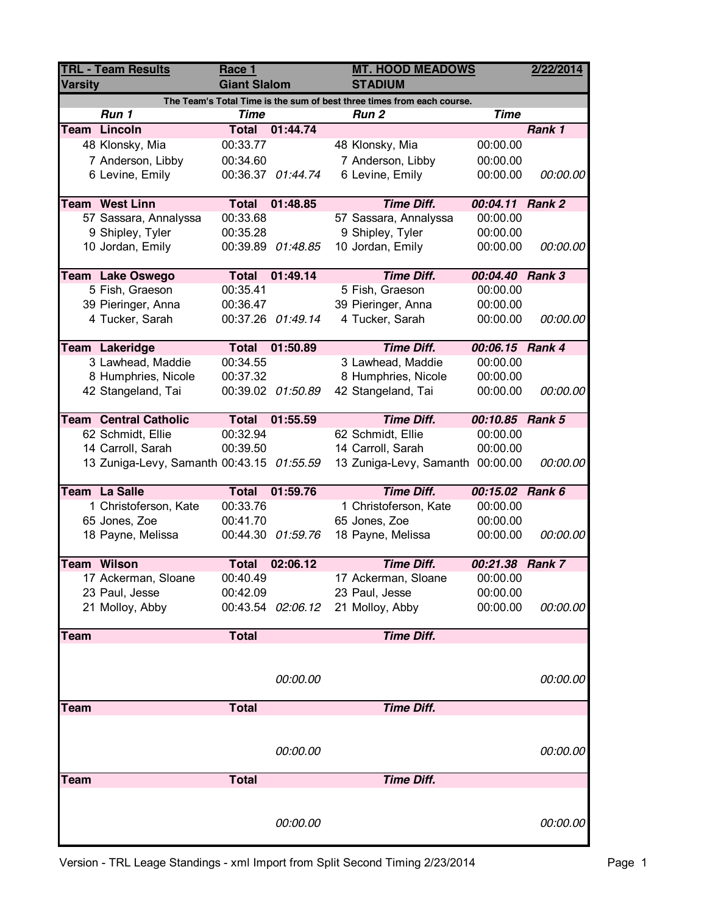| TRL - Team Results | Race 1 | | MT. HOOD MEADOWS | | 2/22/2014 |
|---|---|---|---|---|---|
| **Varsity** | **Giant Slalom** | | **STADIUM** | | |
| The Team's Total Time is the sum of best three times from each course. | | | | | |
| *Run 1* | *Time* | | *Run 2* | *Time* | |
| **Team Lincoln** | **Total** | **01:44.74** | | | ***Rank 1*** |
| 48 Klonsky, Mia | 00:33.77 | | 48 Klonsky, Mia | 00:00.00 | |
| 7 Anderson, Libby | 00:34.60 | | 7 Anderson, Libby | 00:00.00 | |
| 6 Levine, Emily | 00:36.37 | *01:44.74* | 6 Levine, Emily | 00:00.00 | *00:00.00* |
| **Team West Linn** | **Total** | **01:48.85** | ***Time Diff.*** | ***00:04.11*** | ***Rank 2*** |
| 57 Sassara, Annalyssa | 00:33.68 | | 57 Sassara, Annalyssa | 00:00.00 | |
| 9 Shipley, Tyler | 00:35.28 | | 9 Shipley, Tyler | 00:00.00 | |
| 10 Jordan, Emily | 00:39.89 | *01:48.85* | 10 Jordan, Emily | 00:00.00 | *00:00.00* |
| **Team Lake Oswego** | **Total** | **01:49.14** | ***Time Diff.*** | ***00:04.40*** | ***Rank 3*** |
| 5 Fish, Graeson | 00:35.41 | | 5 Fish, Graeson | 00:00.00 | |
| 39 Pieringer, Anna | 00:36.47 | | 39 Pieringer, Anna | 00:00.00 | |
| 4 Tucker, Sarah | 00:37.26 | *01:49.14* | 4 Tucker, Sarah | 00:00.00 | *00:00.00* |
| **Team Lakeridge** | **Total** | **01:50.89** | ***Time Diff.*** | ***00:06.15*** | ***Rank 4*** |
| 3 Lawhead, Maddie | 00:34.55 | | 3 Lawhead, Maddie | 00:00.00 | |
| 8 Humphries, Nicole | 00:37.32 | | 8 Humphries, Nicole | 00:00.00 | |
| 42 Stangeland, Tai | 00:39.02 | *01:50.89* | 42 Stangeland, Tai | 00:00.00 | *00:00.00* |
| **Team Central Catholic** | **Total** | **01:55.59** | ***Time Diff.*** | ***00:10.85*** | ***Rank 5*** |
| 62 Schmidt, Ellie | 00:32.94 | | 62 Schmidt, Ellie | 00:00.00 | |
| 14 Carroll, Sarah | 00:39.50 | | 14 Carroll, Sarah | 00:00.00 | |
| 13 Zuniga-Levy, Samanth | 00:43.15 | *01:55.59* | 13 Zuniga-Levy, Samanth | 00:00.00 | *00:00.00* |
| **Team La Salle** | **Total** | **01:59.76** | ***Time Diff.*** | ***00:15.02*** | ***Rank 6*** |
| 1 Christoferson, Kate | 00:33.76 | | 1 Christoferson, Kate | 00:00.00 | |
| 65 Jones, Zoe | 00:41.70 | | 65 Jones, Zoe | 00:00.00 | |
| 18 Payne, Melissa | 00:44.30 | *01:59.76* | 18 Payne, Melissa | 00:00.00 | *00:00.00* |
| **Team Wilson** | **Total** | **02:06.12** | ***Time Diff.*** | ***00:21.38*** | ***Rank 7*** |
| 17 Ackerman, Sloane | 00:40.49 | | 17 Ackerman, Sloane | 00:00.00 | |
| 23 Paul, Jesse | 00:42.09 | | 23 Paul, Jesse | 00:00.00 | |
| 21 Molloy, Abby | 00:43.54 | *02:06.12* | 21 Molloy, Abby | 00:00.00 | *00:00.00* |
| **Team** | **Total** | | ***Time Diff.*** | | |
| | | *00:00.00* | | | *00:00.00* |
| **Team** | **Total** | | ***Time Diff.*** | | |
| | | *00:00.00* | | | *00:00.00* |
| **Team** | **Total** | | ***Time Diff.*** | | |
| | | *00:00.00* | | | *00:00.00* |

Version - TRL Leage Standings - xml Import from Split Second Timing 2/23/2014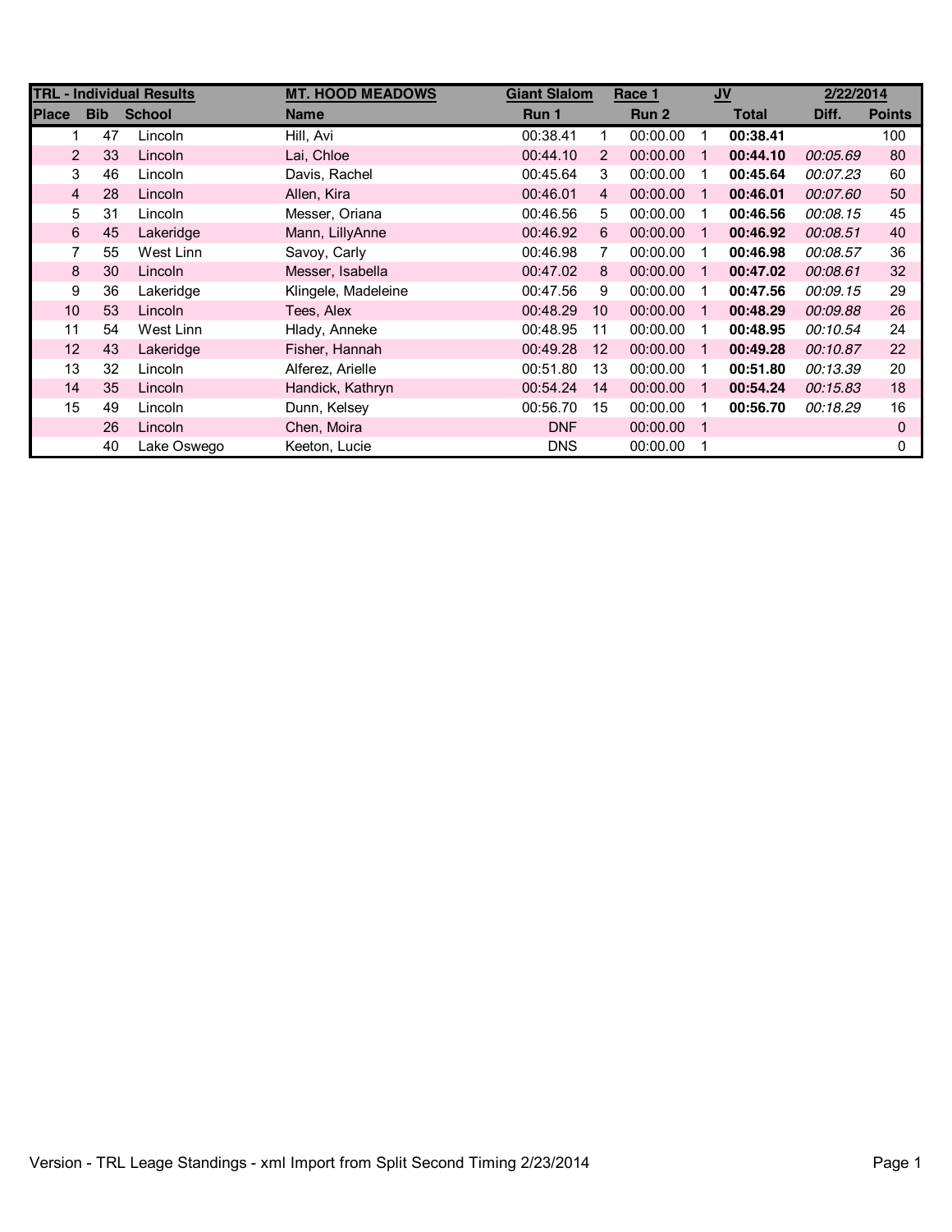| TRL - Individual Results | | | MT. HOOD MEADOWS | Giant Slalom | | Race 1 | | JV | 2/22/2014 | |
|---|---|---|---|---|---|---|---|---|---|---|
| **Place** | **Bib** | **School** | **Name** | **Run 1** | | **Run 2** | | **Total** | **Diff.** | **Points** |
| 1 | 47 | Lincoln | Hill, Avi | 00:38.41 | 1 | 00:00.00 | 1 | **00:38.41** | | 100 |
| 2 | 33 | Lincoln | Lai, Chloe | 00:44.10 | 2 | 00:00.00 | 1 | **00:44.10** | *00:05.69* | 80 |
| 3 | 46 | Lincoln | Davis, Rachel | 00:45.64 | 3 | 00:00.00 | 1 | **00:45.64** | *00:07.23* | 60 |
| 4 | 28 | Lincoln | Allen, Kira | 00:46.01 | 4 | 00:00.00 | 1 | **00:46.01** | *00:07.60* | 50 |
| 5 | 31 | Lincoln | Messer, Oriana | 00:46.56 | 5 | 00:00.00 | 1 | **00:46.56** | *00:08.15* | 45 |
| 6 | 45 | Lakeridge | Mann, LillyAnne | 00:46.92 | 6 | 00:00.00 | 1 | **00:46.92** | *00:08.51* | 40 |
| 7 | 55 | West Linn | Savoy, Carly | 00:46.98 | 7 | 00:00.00 | 1 | **00:46.98** | *00:08.57* | 36 |
| 8 | 30 | Lincoln | Messer, Isabella | 00:47.02 | 8 | 00:00.00 | 1 | **00:47.02** | *00:08.61* | 32 |
| 9 | 36 | Lakeridge | Klingele, Madeleine | 00:47.56 | 9 | 00:00.00 | 1 | **00:47.56** | *00:09.15* | 29 |
| 10 | 53 | Lincoln | Tees, Alex | 00:48.29 | 10 | 00:00.00 | 1 | **00:48.29** | *00:09.88* | 26 |
| 11 | 54 | West Linn | Hlady, Anneke | 00:48.95 | 11 | 00:00.00 | 1 | **00:48.95** | *00:10.54* | 24 |
| 12 | 43 | Lakeridge | Fisher, Hannah | 00:49.28 | 12 | 00:00.00 | 1 | **00:49.28** | *00:10.87* | 22 |
| 13 | 32 | Lincoln | Alferez, Arielle | 00:51.80 | 13 | 00:00.00 | 1 | **00:51.80** | *00:13.39* | 20 |
| 14 | 35 | Lincoln | Handick, Kathryn | 00:54.24 | 14 | 00:00.00 | 1 | **00:54.24** | *00:15.83* | 18 |
| 15 | 49 | Lincoln | Dunn, Kelsey | 00:56.70 | 15 | 00:00.00 | 1 | **00:56.70** | *00:18.29* | 16 |
| | 26 | Lincoln | Chen, Moira | DNF | | 00:00.00 | 1 | | | 0 |
| | 40 | Lake Oswego | Keeton, Lucie | DNS | | 00:00.00 | 1 | | | 0 |

Version - TRL Leage Standings - xml Import from Split Second Timing 2/23/2014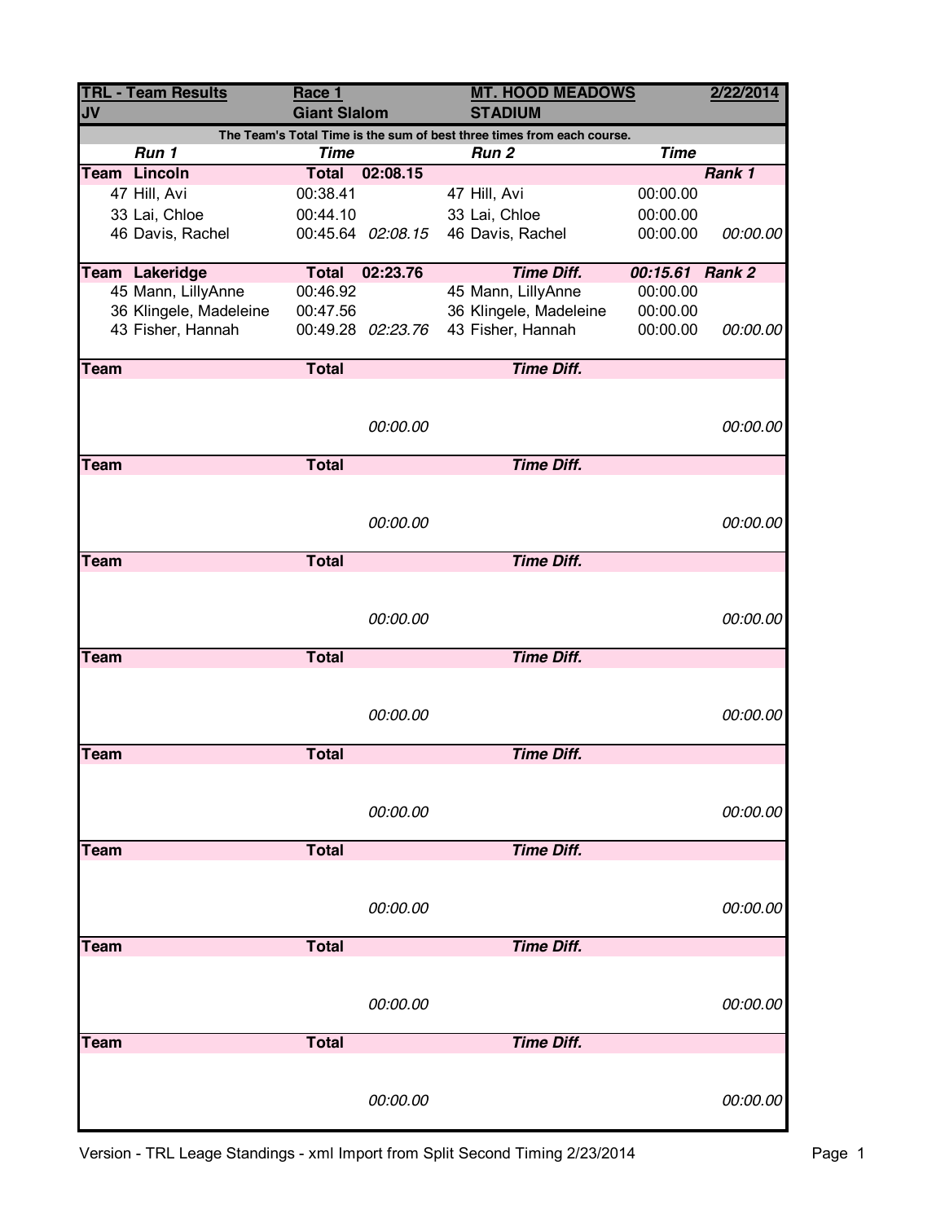| TRL - Team Results | Race 1 | | MT. HOOD MEADOWS | | 2/22/2014 |
|---|---|---|---|---|---|
| JV | Giant Slalom | | STADIUM | | |

The Team's Total Time is the sum of best three times from each course.

| Run 1 | Time | | Run 2 | Time | |
|---|---|---|---|---|---|
| **Team Lincoln** | **Total** | **02:08.15** | | | ***Rank 1*** |
| 47 Hill, Avi | 00:38.41 | | 47 Hill, Avi | 00:00.00 | |
| 33 Lai, Chloe | 00:44.10 | | 33 Lai, Chloe | 00:00.00 | |
| 46 Davis, Rachel | 00:45.64 | *02:08.15* | 46 Davis, Rachel | 00:00.00 | *00:00.00* |
| **Team Lakeridge** | **Total** | **02:23.76** | ***Time Diff.*** | ***00:15.61*** | ***Rank 2*** |
| 45 Mann, LillyAnne | 00:46.92 | | 45 Mann, LillyAnne | 00:00.00 | |
| 36 Klingele, Madeleine | 00:47.56 | | 36 Klingele, Madeleine | 00:00.00 | |
| 43 Fisher, Hannah | 00:49.28 | *02:23.76* | 43 Fisher, Hannah | 00:00.00 | *00:00.00* |
| **Team** | **Total** | | ***Time Diff.*** | | |
| | | *00:00.00* | | | *00:00.00* |
| **Team** | **Total** | | ***Time Diff.*** | | |
| | | *00:00.00* | | | *00:00.00* |
| **Team** | **Total** | | ***Time Diff.*** | | |
| | | *00:00.00* | | | *00:00.00* |
| **Team** | **Total** | | ***Time Diff.*** | | |
| | | *00:00.00* | | | *00:00.00* |
| **Team** | **Total** | | ***Time Diff.*** | | |
| | | *00:00.00* | | | *00:00.00* |
| **Team** | **Total** | | ***Time Diff.*** | | |
| | | *00:00.00* | | | *00:00.00* |
| **Team** | **Total** | | ***Time Diff.*** | | |
| | | *00:00.00* | | | *00:00.00* |
| **Team** | **Total** | | ***Time Diff.*** | | |
| | | *00:00.00* | | | *00:00.00* |

Version - TRL Leage Standings - xml Import from Split Second Timing 2/23/2014